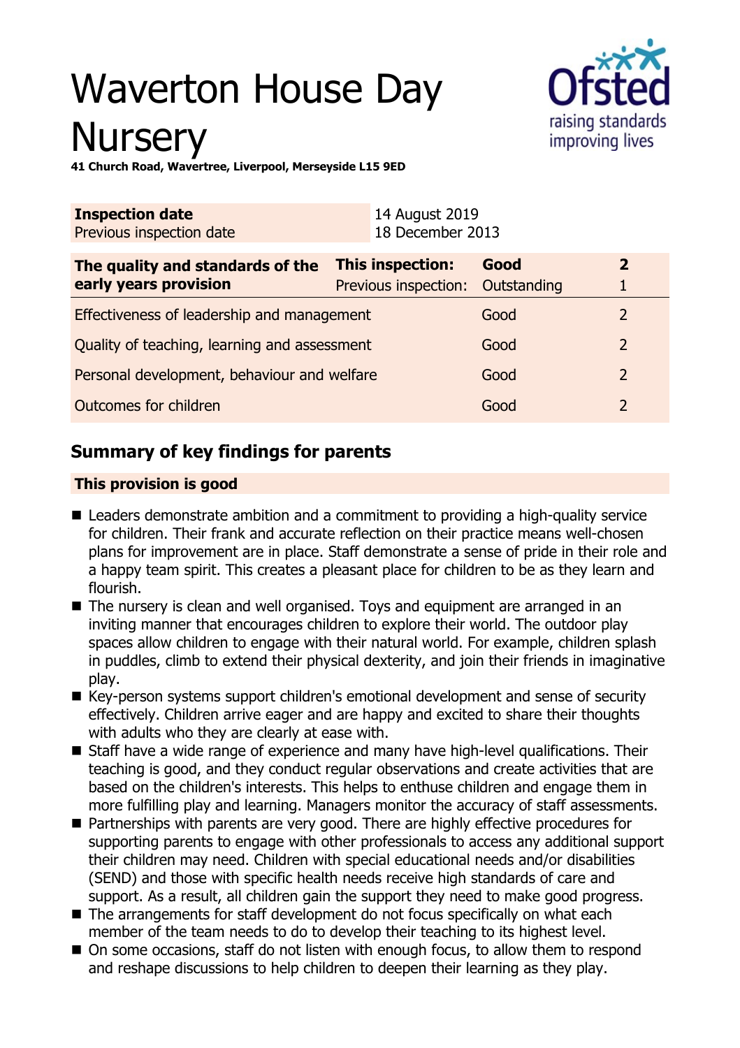# Waverton House Day Nursery

**41 Church Road, Wavertree, Liverpool, Merseyside L15 9ED**

| **Inspection date** | 14 August 2019 |
|---|---|
| Previous inspection date | 18 December 2013 |

| **The quality and standards of the early years provision** | **This inspection:** | **Good** | **2** |
|---|---|---|---|
| | Previous inspection: | Outstanding | 1 |
| Effectiveness of leadership and management | | Good | 2 |
| Quality of teaching, learning and assessment | | Good | 2 |
| Personal development, behaviour and welfare | | Good | 2 |
| Outcomes for children | | Good | 2 |

## Summary of key findings for parents

**This provision is good**

- Leaders demonstrate ambition and a commitment to providing a high-quality service for children. Their frank and accurate reflection on their practice means well-chosen plans for improvement are in place. Staff demonstrate a sense of pride in their role and a happy team spirit. This creates a pleasant place for children to be as they learn and flourish.
- The nursery is clean and well organised. Toys and equipment are arranged in an inviting manner that encourages children to explore their world. The outdoor play spaces allow children to engage with their natural world. For example, children splash in puddles, climb to extend their physical dexterity, and join their friends in imaginative play.
- Key-person systems support children's emotional development and sense of security effectively. Children arrive eager and are happy and excited to share their thoughts with adults who they are clearly at ease with.
- Staff have a wide range of experience and many have high-level qualifications. Their teaching is good, and they conduct regular observations and create activities that are based on the children's interests. This helps to enthuse children and engage them in more fulfilling play and learning. Managers monitor the accuracy of staff assessments.
- Partnerships with parents are very good. There are highly effective procedures for supporting parents to engage with other professionals to access any additional support their children may need. Children with special educational needs and/or disabilities (SEND) and those with specific health needs receive high standards of care and support. As a result, all children gain the support they need to make good progress.
- The arrangements for staff development do not focus specifically on what each member of the team needs to do to develop their teaching to its highest level.
- On some occasions, staff do not listen with enough focus, to allow them to respond and reshape discussions to help children to deepen their learning as they play.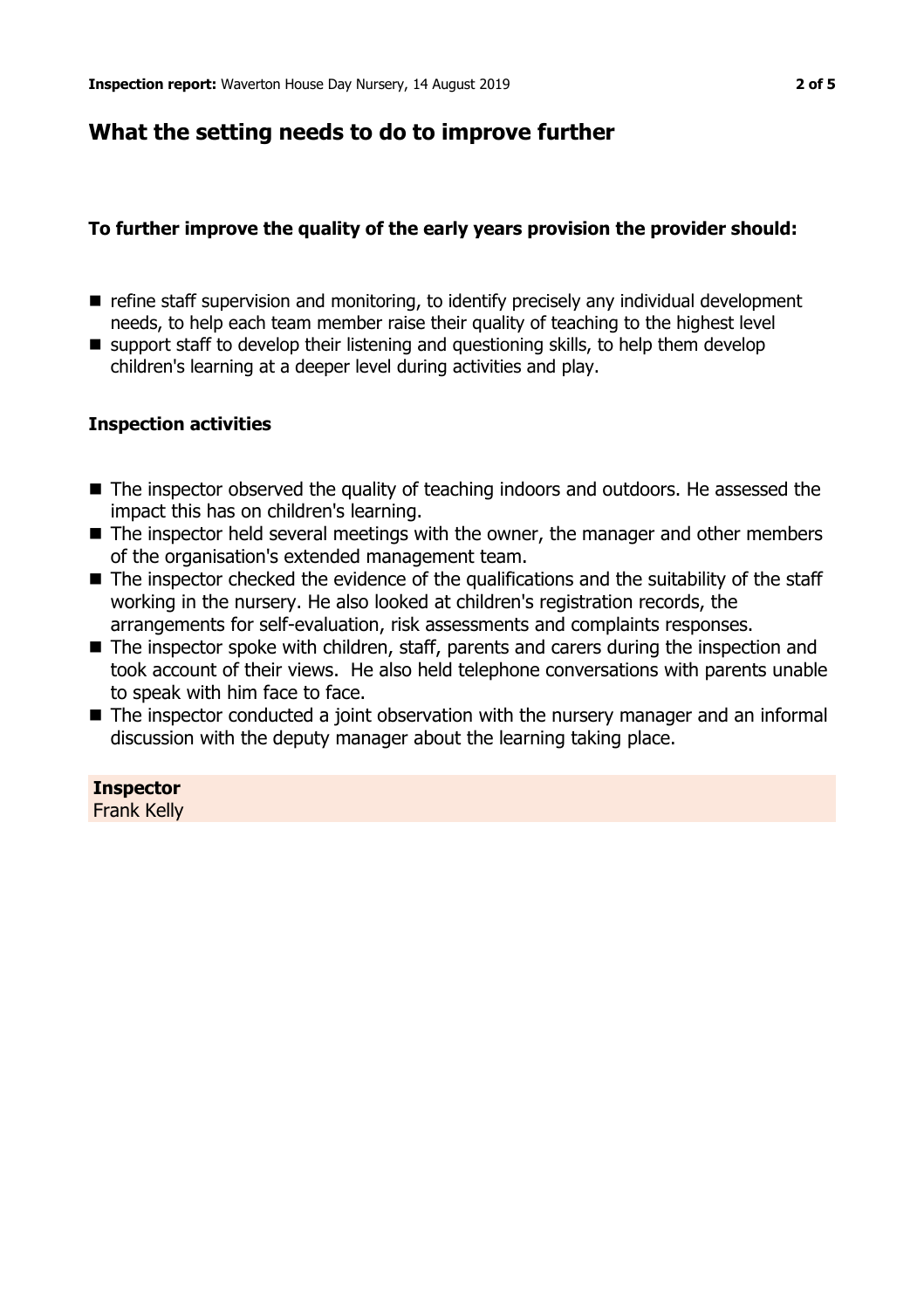## What the setting needs to do to improve further

**To further improve the quality of the early years provision the provider should:**

- refine staff supervision and monitoring, to identify precisely any individual development needs, to help each team member raise their quality of teaching to the highest level
- support staff to develop their listening and questioning skills, to help them develop children's learning at a deeper level during activities and play.

**Inspection activities**

- The inspector observed the quality of teaching indoors and outdoors. He assessed the impact this has on children's learning.
- The inspector held several meetings with the owner, the manager and other members of the organisation's extended management team.
- The inspector checked the evidence of the qualifications and the suitability of the staff working in the nursery. He also looked at children's registration records, the arrangements for self-evaluation, risk assessments and complaints responses.
- The inspector spoke with children, staff, parents and carers during the inspection and took account of their views. He also held telephone conversations with parents unable to speak with him face to face.
- The inspector conducted a joint observation with the nursery manager and an informal discussion with the deputy manager about the learning taking place.

**Inspector**
Frank Kelly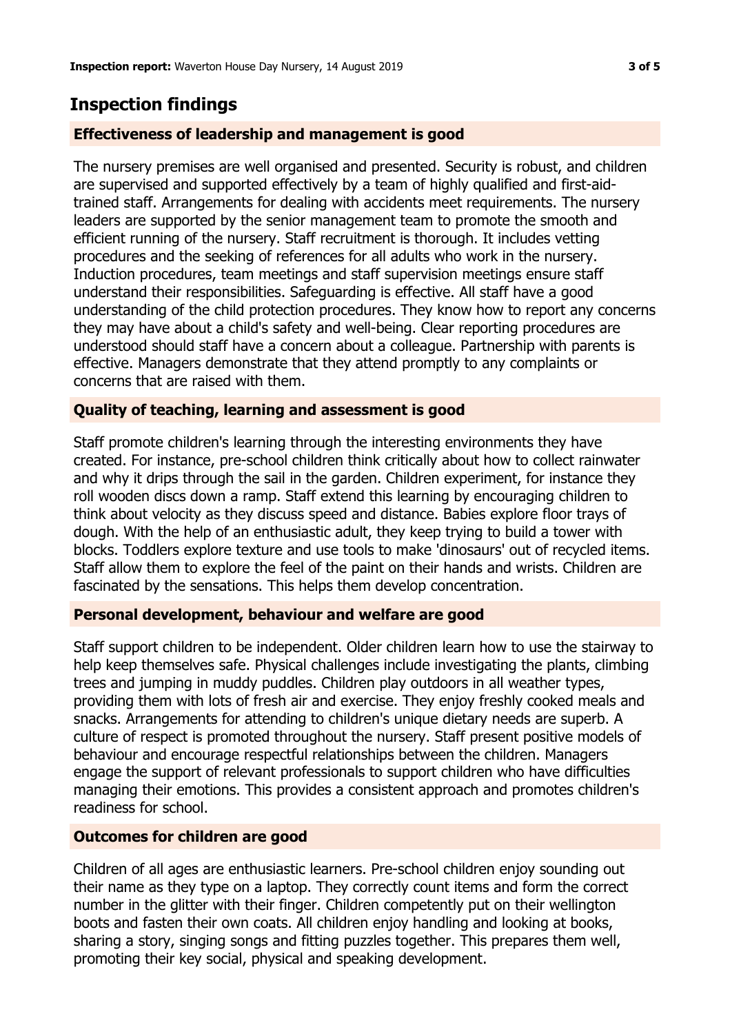## Inspection findings

### Effectiveness of leadership and management is good

The nursery premises are well organised and presented. Security is robust, and children are supervised and supported effectively by a team of highly qualified and first-aid-trained staff. Arrangements for dealing with accidents meet requirements. The nursery leaders are supported by the senior management team to promote the smooth and efficient running of the nursery. Staff recruitment is thorough. It includes vetting procedures and the seeking of references for all adults who work in the nursery. Induction procedures, team meetings and staff supervision meetings ensure staff understand their responsibilities. Safeguarding is effective. All staff have a good understanding of the child protection procedures. They know how to report any concerns they may have about a child's safety and well-being. Clear reporting procedures are understood should staff have a concern about a colleague. Partnership with parents is effective. Managers demonstrate that they attend promptly to any complaints or concerns that are raised with them.

### Quality of teaching, learning and assessment is good

Staff promote children's learning through the interesting environments they have created. For instance, pre-school children think critically about how to collect rainwater and why it drips through the sail in the garden. Children experiment, for instance they roll wooden discs down a ramp. Staff extend this learning by encouraging children to think about velocity as they discuss speed and distance. Babies explore floor trays of dough. With the help of an enthusiastic adult, they keep trying to build a tower with blocks. Toddlers explore texture and use tools to make 'dinosaurs' out of recycled items. Staff allow them to explore the feel of the paint on their hands and wrists. Children are fascinated by the sensations. This helps them develop concentration.

### Personal development, behaviour and welfare are good

Staff support children to be independent. Older children learn how to use the stairway to help keep themselves safe. Physical challenges include investigating the plants, climbing trees and jumping in muddy puddles. Children play outdoors in all weather types, providing them with lots of fresh air and exercise. They enjoy freshly cooked meals and snacks. Arrangements for attending to children's unique dietary needs are superb. A culture of respect is promoted throughout the nursery. Staff present positive models of behaviour and encourage respectful relationships between the children. Managers engage the support of relevant professionals to support children who have difficulties managing their emotions. This provides a consistent approach and promotes children's readiness for school.

### Outcomes for children are good

Children of all ages are enthusiastic learners. Pre-school children enjoy sounding out their name as they type on a laptop. They correctly count items and form the correct number in the glitter with their finger. Children competently put on their wellington boots and fasten their own coats. All children enjoy handling and looking at books, sharing a story, singing songs and fitting puzzles together. This prepares them well, promoting their key social, physical and speaking development.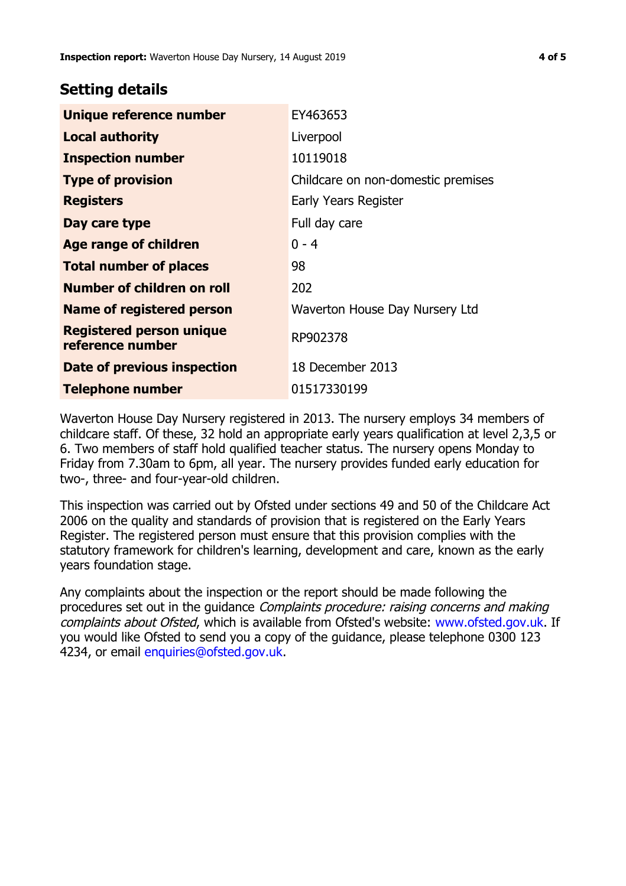## Setting details

| | |
|---|---|
| **Unique reference number** | EY463653 |
| **Local authority** | Liverpool |
| **Inspection number** | 10119018 |
| **Type of provision** | Childcare on non-domestic premises |
| **Registers** | Early Years Register |
| **Day care type** | Full day care |
| **Age range of children** | 0 - 4 |
| **Total number of places** | 98 |
| **Number of children on roll** | 202 |
| **Name of registered person** | Waverton House Day Nursery Ltd |
| **Registered person unique reference number** | RP902378 |
| **Date of previous inspection** | 18 December 2013 |
| **Telephone number** | 01517330199 |

Waverton House Day Nursery registered in 2013. The nursery employs 34 members of childcare staff. Of these, 32 hold an appropriate early years qualification at level 2,3,5 or 6. Two members of staff hold qualified teacher status. The nursery opens Monday to Friday from 7.30am to 6pm, all year. The nursery provides funded early education for two-, three- and four-year-old children.

This inspection was carried out by Ofsted under sections 49 and 50 of the Childcare Act 2006 on the quality and standards of provision that is registered on the Early Years Register. The registered person must ensure that this provision complies with the statutory framework for children's learning, development and care, known as the early years foundation stage.

Any complaints about the inspection or the report should be made following the procedures set out in the guidance *Complaints procedure: raising concerns and making complaints about Ofsted*, which is available from Ofsted's website: www.ofsted.gov.uk. If you would like Ofsted to send you a copy of the guidance, please telephone 0300 123 4234, or email enquiries@ofsted.gov.uk.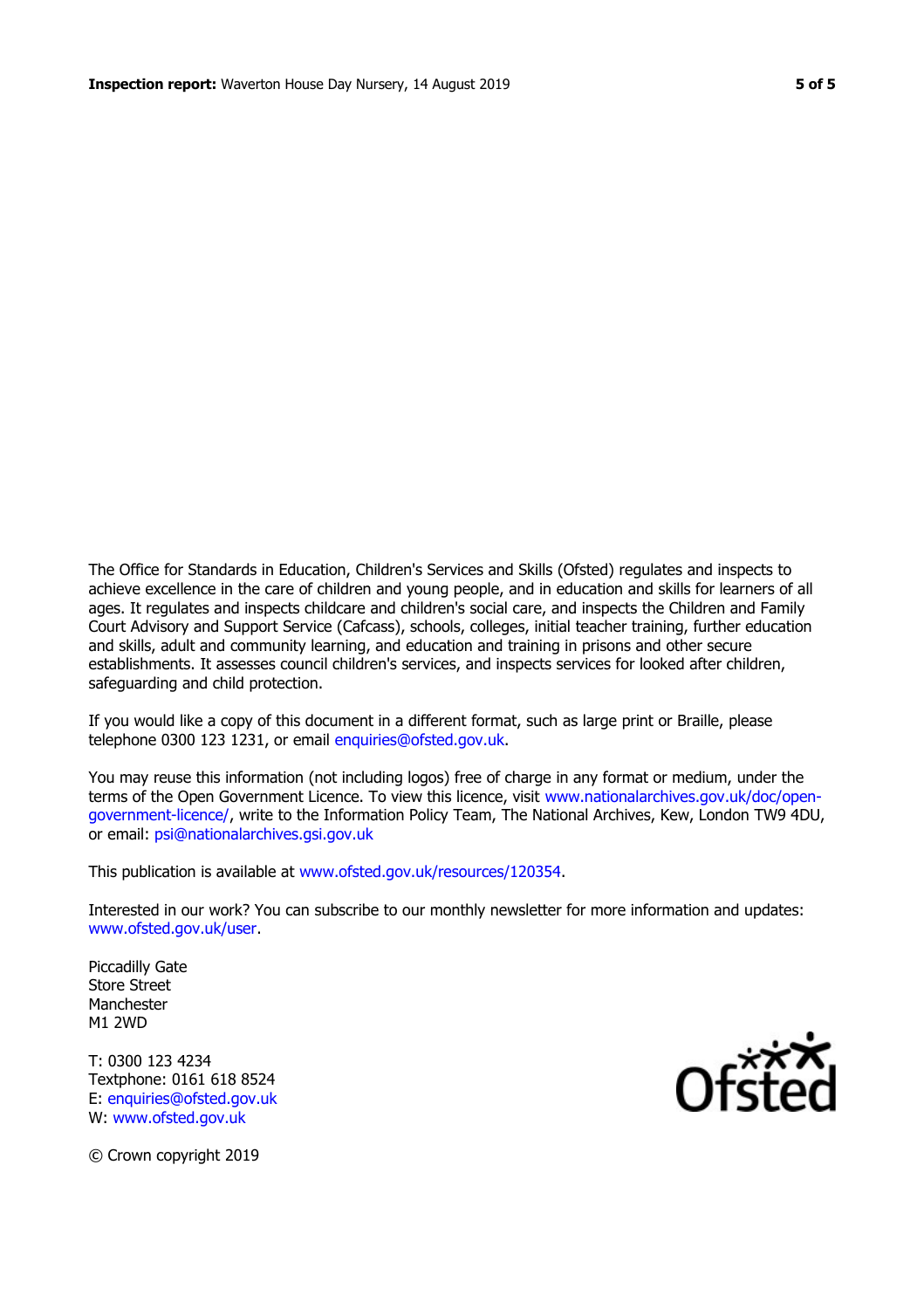The Office for Standards in Education, Children's Services and Skills (Ofsted) regulates and inspects to achieve excellence in the care of children and young people, and in education and skills for learners of all ages. It regulates and inspects childcare and children's social care, and inspects the Children and Family Court Advisory and Support Service (Cafcass), schools, colleges, initial teacher training, further education and skills, adult and community learning, and education and training in prisons and other secure establishments. It assesses council children's services, and inspects services for looked after children, safeguarding and child protection.

If you would like a copy of this document in a different format, such as large print or Braille, please telephone 0300 123 1231, or email enquiries@ofsted.gov.uk.

You may reuse this information (not including logos) free of charge in any format or medium, under the terms of the Open Government Licence. To view this licence, visit www.nationalarchives.gov.uk/doc/open-government-licence/, write to the Information Policy Team, The National Archives, Kew, London TW9 4DU, or email: psi@nationalarchives.gsi.gov.uk

This publication is available at www.ofsted.gov.uk/resources/120354.

Interested in our work? You can subscribe to our monthly newsletter for more information and updates: www.ofsted.gov.uk/user.

Piccadilly Gate
Store Street
Manchester
M1 2WD

T: 0300 123 4234
Textphone: 0161 618 8524
E: enquiries@ofsted.gov.uk
W: www.ofsted.gov.uk

© Crown copyright 2019